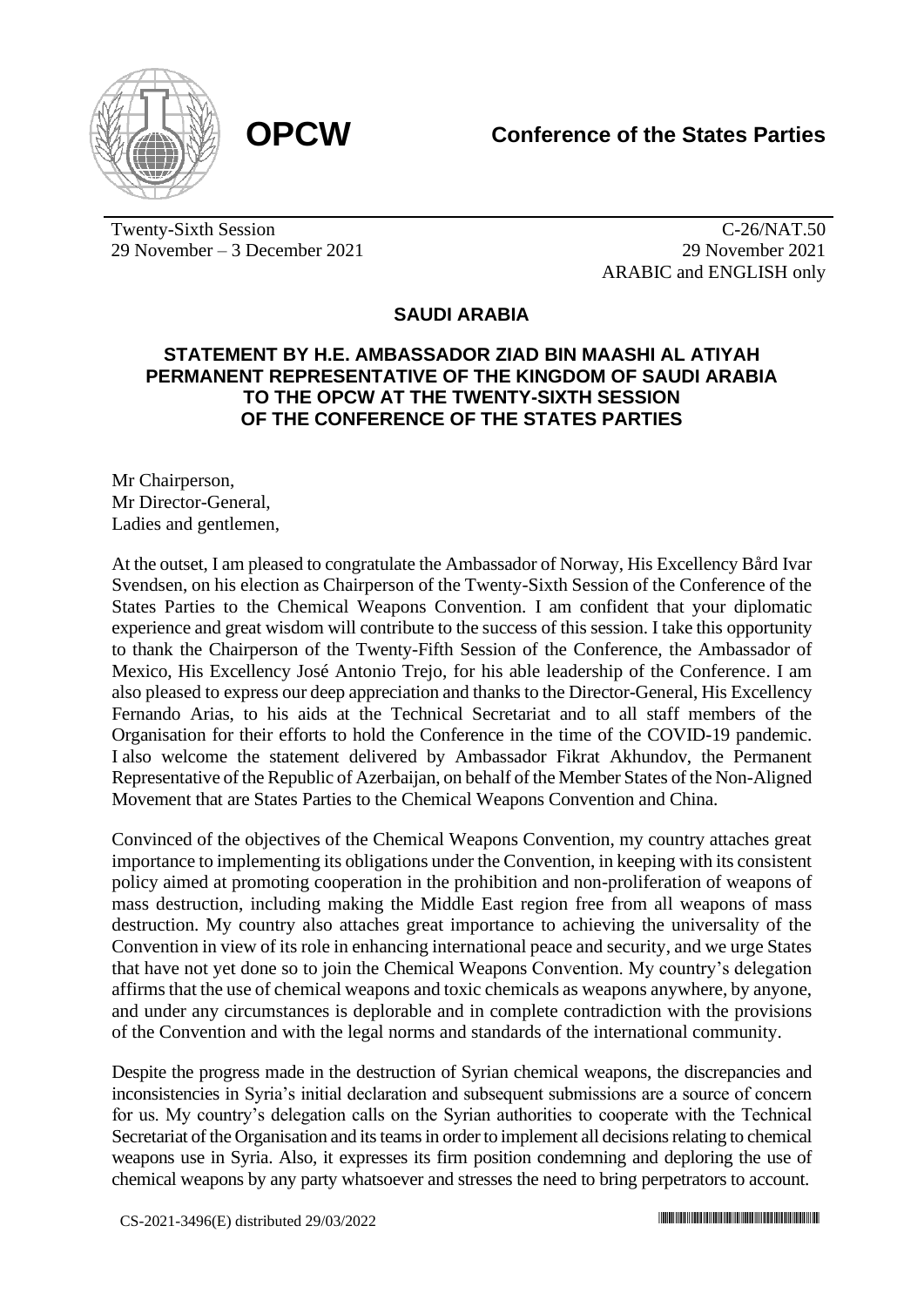**OPCW**

**Conference of the States Parties**

Twenty-Sixth Session
29 November – 3 December 2021

C-26/NAT.50
29 November 2021
ARABIC and ENGLISH only

## SAUDI ARABIA

### STATEMENT BY H.E. AMBASSADOR ZIAD BIN MAASHI AL ATIYAH PERMANENT REPRESENTATIVE OF THE KINGDOM OF SAUDI ARABIA TO THE OPCW AT THE TWENTY-SIXTH SESSION OF THE CONFERENCE OF THE STATES PARTIES

Mr Chairperson,
Mr Director-General,
Ladies and gentlemen,

At the outset, I am pleased to congratulate the Ambassador of Norway, His Excellency Bård Ivar Svendsen, on his election as Chairperson of the Twenty-Sixth Session of the Conference of the States Parties to the Chemical Weapons Convention. I am confident that your diplomatic experience and great wisdom will contribute to the success of this session. I take this opportunity to thank the Chairperson of the Twenty-Fifth Session of the Conference, the Ambassador of Mexico, His Excellency José Antonio Trejo, for his able leadership of the Conference. I am also pleased to express our deep appreciation and thanks to the Director-General, His Excellency Fernando Arias, to his aids at the Technical Secretariat and to all staff members of the Organisation for their efforts to hold the Conference in the time of the COVID-19 pandemic. I also welcome the statement delivered by Ambassador Fikrat Akhundov, the Permanent Representative of the Republic of Azerbaijan, on behalf of the Member States of the Non-Aligned Movement that are States Parties to the Chemical Weapons Convention and China.

Convinced of the objectives of the Chemical Weapons Convention, my country attaches great importance to implementing its obligations under the Convention, in keeping with its consistent policy aimed at promoting cooperation in the prohibition and non-proliferation of weapons of mass destruction, including making the Middle East region free from all weapons of mass destruction. My country also attaches great importance to achieving the universality of the Convention in view of its role in enhancing international peace and security, and we urge States that have not yet done so to join the Chemical Weapons Convention. My country's delegation affirms that the use of chemical weapons and toxic chemicals as weapons anywhere, by anyone, and under any circumstances is deplorable and in complete contradiction with the provisions of the Convention and with the legal norms and standards of the international community.

Despite the progress made in the destruction of Syrian chemical weapons, the discrepancies and inconsistencies in Syria's initial declaration and subsequent submissions are a source of concern for us. My country's delegation calls on the Syrian authorities to cooperate with the Technical Secretariat of the Organisation and its teams in order to implement all decisions relating to chemical weapons use in Syria. Also, it expresses its firm position condemning and deploring the use of chemical weapons by any party whatsoever and stresses the need to bring perpetrators to account.

CS-2021-3496(E) distributed 29/03/2022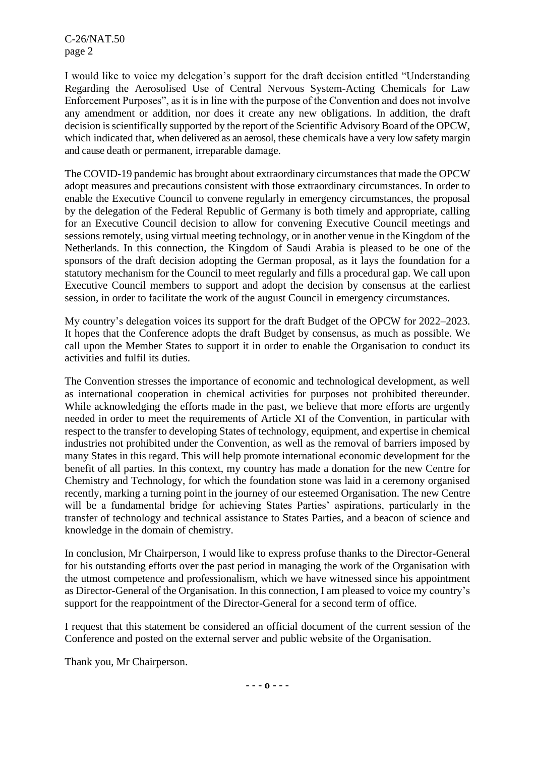I would like to voice my delegation's support for the draft decision entitled "Understanding Regarding the Aerosolised Use of Central Nervous System-Acting Chemicals for Law Enforcement Purposes", as it is in line with the purpose of the Convention and does not involve any amendment or addition, nor does it create any new obligations. In addition, the draft decision is scientifically supported by the report of the Scientific Advisory Board of the OPCW, which indicated that, when delivered as an aerosol, these chemicals have a very low safety margin and cause death or permanent, irreparable damage.

The COVID-19 pandemic has brought about extraordinary circumstances that made the OPCW adopt measures and precautions consistent with those extraordinary circumstances. In order to enable the Executive Council to convene regularly in emergency circumstances, the proposal by the delegation of the Federal Republic of Germany is both timely and appropriate, calling for an Executive Council decision to allow for convening Executive Council meetings and sessions remotely, using virtual meeting technology, or in another venue in the Kingdom of the Netherlands. In this connection, the Kingdom of Saudi Arabia is pleased to be one of the sponsors of the draft decision adopting the German proposal, as it lays the foundation for a statutory mechanism for the Council to meet regularly and fills a procedural gap. We call upon Executive Council members to support and adopt the decision by consensus at the earliest session, in order to facilitate the work of the august Council in emergency circumstances.

My country's delegation voices its support for the draft Budget of the OPCW for 2022–2023. It hopes that the Conference adopts the draft Budget by consensus, as much as possible. We call upon the Member States to support it in order to enable the Organisation to conduct its activities and fulfil its duties.

The Convention stresses the importance of economic and technological development, as well as international cooperation in chemical activities for purposes not prohibited thereunder. While acknowledging the efforts made in the past, we believe that more efforts are urgently needed in order to meet the requirements of Article XI of the Convention, in particular with respect to the transfer to developing States of technology, equipment, and expertise in chemical industries not prohibited under the Convention, as well as the removal of barriers imposed by many States in this regard. This will help promote international economic development for the benefit of all parties. In this context, my country has made a donation for the new Centre for Chemistry and Technology, for which the foundation stone was laid in a ceremony organised recently, marking a turning point in the journey of our esteemed Organisation. The new Centre will be a fundamental bridge for achieving States Parties' aspirations, particularly in the transfer of technology and technical assistance to States Parties, and a beacon of science and knowledge in the domain of chemistry.

In conclusion, Mr Chairperson, I would like to express profuse thanks to the Director-General for his outstanding efforts over the past period in managing the work of the Organisation with the utmost competence and professionalism, which we have witnessed since his appointment as Director-General of the Organisation. In this connection, I am pleased to voice my country's support for the reappointment of the Director-General for a second term of office.

I request that this statement be considered an official document of the current session of the Conference and posted on the external server and public website of the Organisation.

Thank you, Mr Chairperson.

- - - o - - -